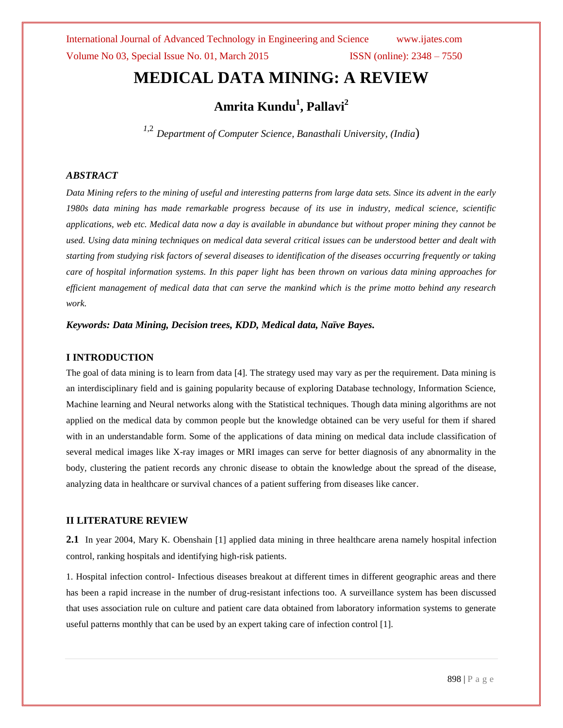# MEDICAL DATA MINING: A REVIEW

## Amrita Kundu[1], Pallavi[2]

*[1,2] Department of Computer Science, Banasthali University, (India)*

### *ABSTRACT*

*Data Mining refers to the mining of useful and interesting patterns from large data sets. Since its advent in the early 1980s data mining has made remarkable progress because of its use in industry, medical science, scientific applications, web etc. Medical data now a day is available in abundance but without proper mining they cannot be used. Using data mining techniques on medical data several critical issues can be understood better and dealt with starting from studying risk factors of several diseases to identification of the diseases occurring frequently or taking care of hospital information systems. In this paper light has been thrown on various data mining approaches for efficient management of medical data that can serve the mankind which is the prime motto behind any research work.*

***Keywords: Data Mining, Decision trees, KDD, Medical data, Naïve Bayes.***

## I INTRODUCTION

The goal of data mining is to learn from data [4]. The strategy used may vary as per the requirement. Data mining is an interdisciplinary field and is gaining popularity because of exploring Database technology, Information Science, Machine learning and Neural networks along with the Statistical techniques. Though data mining algorithms are not applied on the medical data by common people but the knowledge obtained can be very useful for them if shared with in an understandable form. Some of the applications of data mining on medical data include classification of several medical images like X-ray images or MRI images can serve for better diagnosis of any abnormality in the body, clustering the patient records any chronic disease to obtain the knowledge about the spread of the disease, analyzing data in healthcare or survival chances of a patient suffering from diseases like cancer.

## II LITERATURE REVIEW

**2.1** In year 2004, Mary K. Obenshain [1] applied data mining in three healthcare arena namely hospital infection control, ranking hospitals and identifying high-risk patients.

1. Hospital infection control- Infectious diseases breakout at different times in different geographic areas and there has been a rapid increase in the number of drug-resistant infections too. A surveillance system has been discussed that uses association rule on culture and patient care data obtained from laboratory information systems to generate useful patterns monthly that can be used by an expert taking care of infection control [1].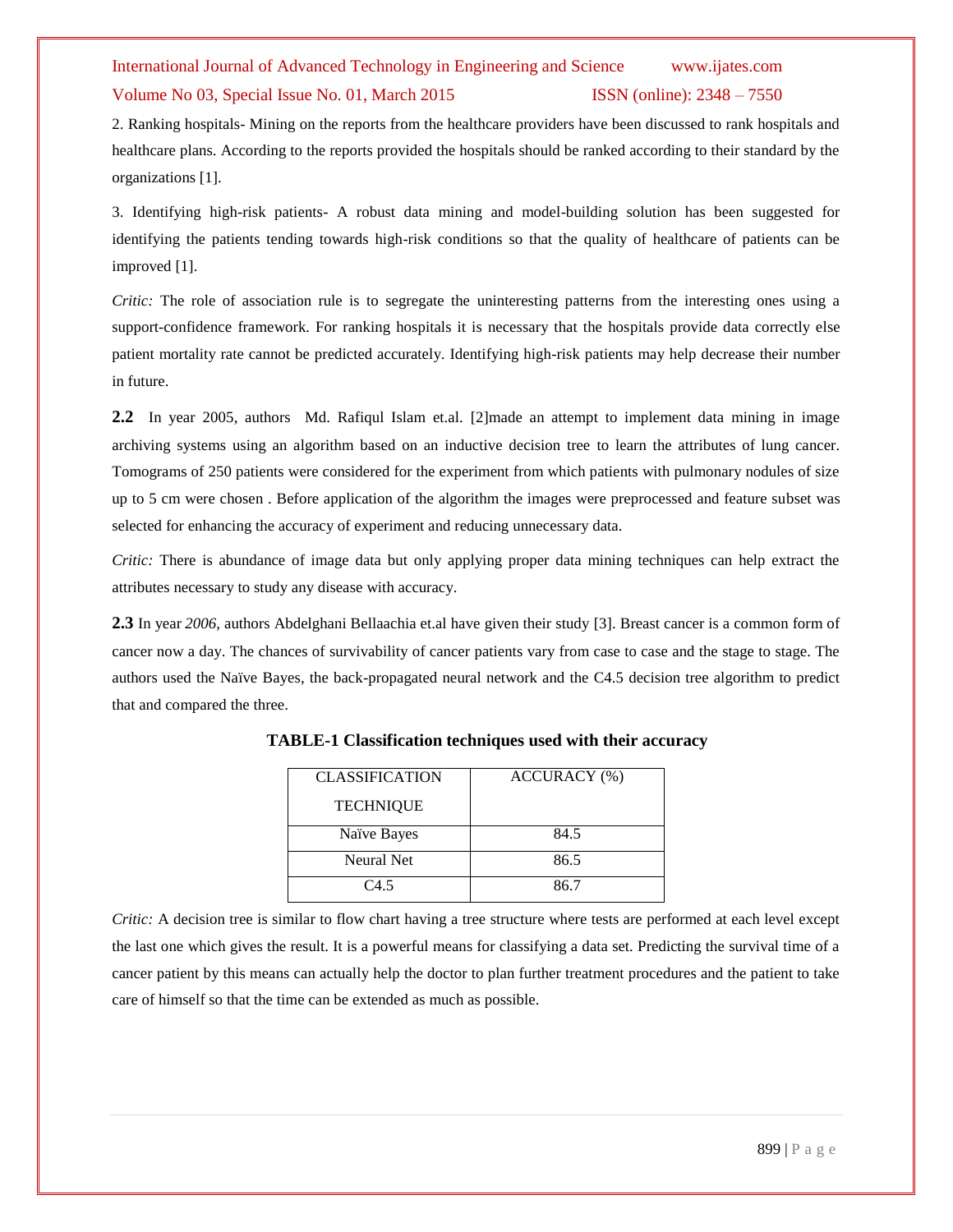2. Ranking hospitals- Mining on the reports from the healthcare providers have been discussed to rank hospitals and healthcare plans. According to the reports provided the hospitals should be ranked according to their standard by the organizations [1].

3. Identifying high-risk patients- A robust data mining and model-building solution has been suggested for identifying the patients tending towards high-risk conditions so that the quality of healthcare of patients can be improved [1].

*Critic:* The role of association rule is to segregate the uninteresting patterns from the interesting ones using a support-confidence framework. For ranking hospitals it is necessary that the hospitals provide data correctly else patient mortality rate cannot be predicted accurately. Identifying high-risk patients may help decrease their number in future.

**2.2** In year 2005, authors Md. Rafiqul Islam et.al. [2]made an attempt to implement data mining in image archiving systems using an algorithm based on an inductive decision tree to learn the attributes of lung cancer. Tomograms of 250 patients were considered for the experiment from which patients with pulmonary nodules of size up to 5 cm were chosen . Before application of the algorithm the images were preprocessed and feature subset was selected for enhancing the accuracy of experiment and reducing unnecessary data.

*Critic:* There is abundance of image data but only applying proper data mining techniques can help extract the attributes necessary to study any disease with accuracy.

**2.3** In year *2006,* authors Abdelghani Bellaachia et.al have given their study [3]. Breast cancer is a common form of cancer now a day. The chances of survivability of cancer patients vary from case to case and the stage to stage. The authors used the Naïve Bayes, the back-propagated neural network and the C4.5 decision tree algorithm to predict that and compared the three.

**TABLE-1 Classification techniques used with their accuracy**

| CLASSIFICATION TECHNIQUE | ACCURACY (%) |
|---|---|
| Naïve Bayes | 84.5 |
| Neural Net | 86.5 |
| C4.5 | 86.7 |

*Critic:* A decision tree is similar to flow chart having a tree structure where tests are performed at each level except the last one which gives the result. It is a powerful means for classifying a data set. Predicting the survival time of a cancer patient by this means can actually help the doctor to plan further treatment procedures and the patient to take care of himself so that the time can be extended as much as possible.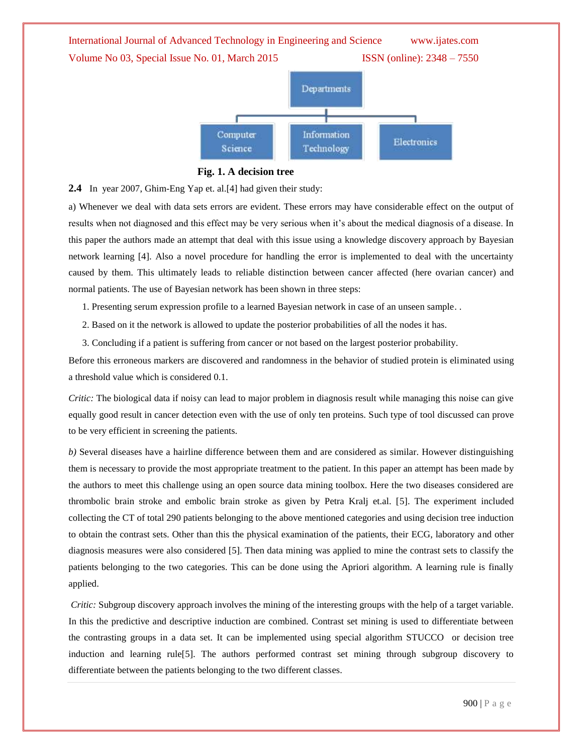Departments

Computer Science | Information Technology | Electronics

**Fig. 1. A decision tree**

**2.4** In year 2007, Ghim-Eng Yap et. al.[4] had given their study:

a) Whenever we deal with data sets errors are evident. These errors may have considerable effect on the output of results when not diagnosed and this effect may be very serious when it's about the medical diagnosis of a disease. In this paper the authors made an attempt that deal with this issue using a knowledge discovery approach by Bayesian network learning [4]. Also a novel procedure for handling the error is implemented to deal with the uncertainty caused by them. This ultimately leads to reliable distinction between cancer affected (here ovarian cancer) and normal patients. The use of Bayesian network has been shown in three steps:

1. Presenting serum expression profile to a learned Bayesian network in case of an unseen sample. .
2. Based on it the network is allowed to update the posterior probabilities of all the nodes it has.
3. Concluding if a patient is suffering from cancer or not based on the largest posterior probability.

Before this erroneous markers are discovered and randomness in the behavior of studied protein is eliminated using a threshold value which is considered 0.1.

*Critic:* The biological data if noisy can lead to major problem in diagnosis result while managing this noise can give equally good result in cancer detection even with the use of only ten proteins. Such type of tool discussed can prove to be very efficient in screening the patients.

*b)* Several diseases have a hairline difference between them and are considered as similar. However distinguishing them is necessary to provide the most appropriate treatment to the patient. In this paper an attempt has been made by the authors to meet this challenge using an open source data mining toolbox. Here the two diseases considered are thrombolic brain stroke and embolic brain stroke as given by Petra Kralj et.al. [5]. The experiment included collecting the CT of total 290 patients belonging to the above mentioned categories and using decision tree induction to obtain the contrast sets. Other than this the physical examination of the patients, their ECG, laboratory and other diagnosis measures were also considered [5]. Then data mining was applied to mine the contrast sets to classify the patients belonging to the two categories. This can be done using the Apriori algorithm. A learning rule is finally applied.

*Critic:* Subgroup discovery approach involves the mining of the interesting groups with the help of a target variable. In this the predictive and descriptive induction are combined. Contrast set mining is used to differentiate between the contrasting groups in a data set. It can be implemented using special algorithm STUCCO or decision tree induction and learning rule[5]. The authors performed contrast set mining through subgroup discovery to differentiate between the patients belonging to the two different classes.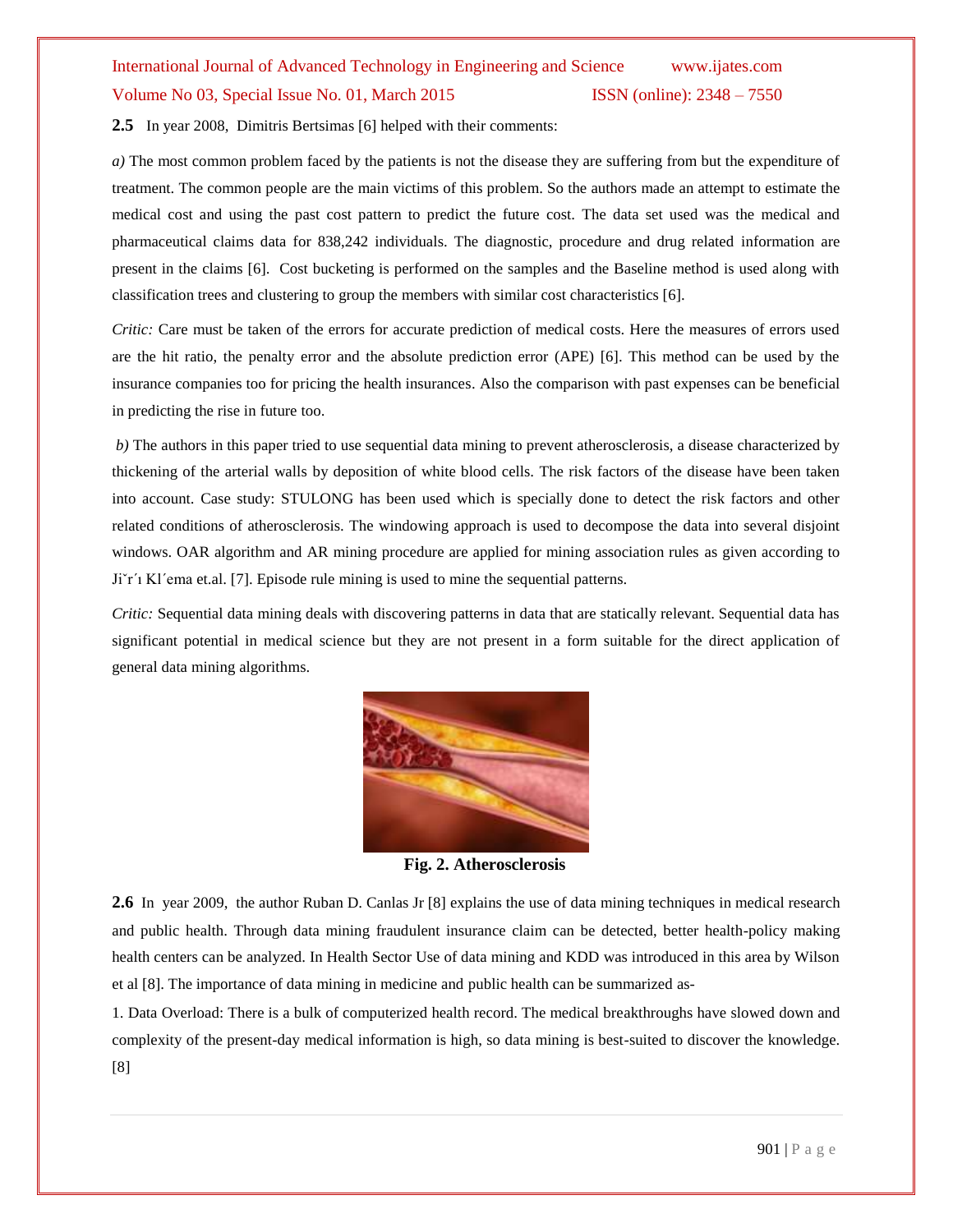**2.5** In year 2008, Dimitris Bertsimas [6] helped with their comments:

*a)* The most common problem faced by the patients is not the disease they are suffering from but the expenditure of treatment. The common people are the main victims of this problem. So the authors made an attempt to estimate the medical cost and using the past cost pattern to predict the future cost. The data set used was the medical and pharmaceutical claims data for 838,242 individuals. The diagnostic, procedure and drug related information are present in the claims [6]. Cost bucketing is performed on the samples and the Baseline method is used along with classification trees and clustering to group the members with similar cost characteristics [6].

*Critic:* Care must be taken of the errors for accurate prediction of medical costs. Here the measures of errors used are the hit ratio, the penalty error and the absolute prediction error (APE) [6]. This method can be used by the insurance companies too for pricing the health insurances. Also the comparison with past expenses can be beneficial in predicting the rise in future too.

*b)* The authors in this paper tried to use sequential data mining to prevent atherosclerosis, a disease characterized by thickening of the arterial walls by deposition of white blood cells. The risk factors of the disease have been taken into account. Case study: STULONG has been used which is specially done to detect the risk factors and other related conditions of atherosclerosis. The windowing approach is used to decompose the data into several disjoint windows. OAR algorithm and AR mining procedure are applied for mining association rules as given according to Jiˇr´ı Kl´ema et.al. [7]. Episode rule mining is used to mine the sequential patterns.

*Critic:* Sequential data mining deals with discovering patterns in data that are statically relevant. Sequential data has significant potential in medical science but they are not present in a form suitable for the direct application of general data mining algorithms.

**Fig. 2. Atherosclerosis**

**2.6** In year 2009, the author Ruban D. Canlas Jr [8] explains the use of data mining techniques in medical research and public health. Through data mining fraudulent insurance claim can be detected, better health-policy making health centers can be analyzed. In Health Sector Use of data mining and KDD was introduced in this area by Wilson et al [8]. The importance of data mining in medicine and public health can be summarized as-

1. Data Overload: There is a bulk of computerized health record. The medical breakthroughs have slowed down and complexity of the present-day medical information is high, so data mining is best-suited to discover the knowledge. [8]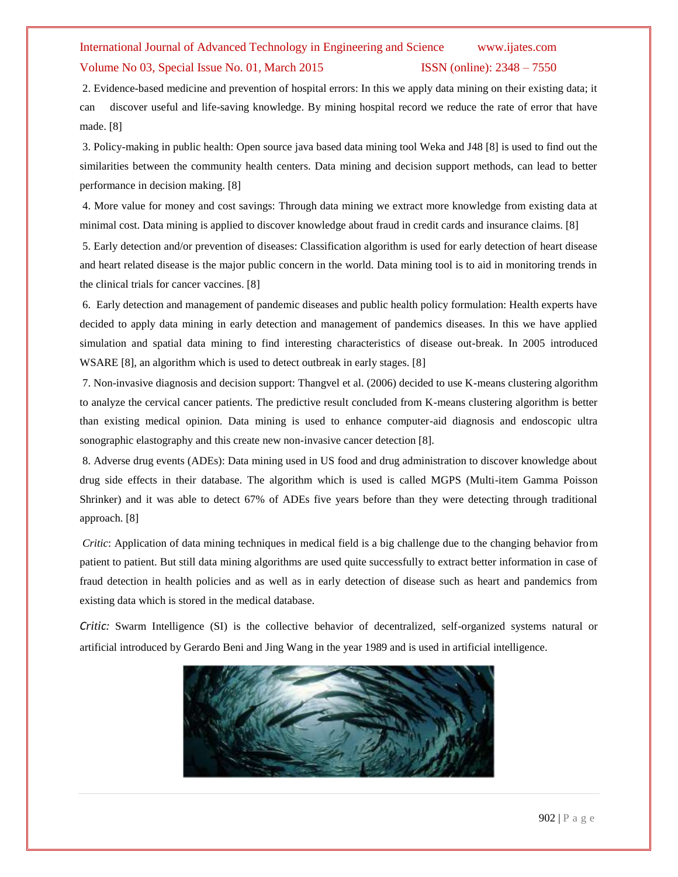2. Evidence-based medicine and prevention of hospital errors: In this we apply data mining on their existing data; it can discover useful and life-saving knowledge. By mining hospital record we reduce the rate of error that have made. [8]

3. Policy-making in public health: Open source java based data mining tool Weka and J48 [8] is used to find out the similarities between the community health centers. Data mining and decision support methods, can lead to better performance in decision making. [8]

4. More value for money and cost savings: Through data mining we extract more knowledge from existing data at minimal cost. Data mining is applied to discover knowledge about fraud in credit cards and insurance claims. [8]

5. Early detection and/or prevention of diseases: Classification algorithm is used for early detection of heart disease and heart related disease is the major public concern in the world. Data mining tool is to aid in monitoring trends in the clinical trials for cancer vaccines. [8]

6. Early detection and management of pandemic diseases and public health policy formulation: Health experts have decided to apply data mining in early detection and management of pandemics diseases. In this we have applied simulation and spatial data mining to find interesting characteristics of disease out-break. In 2005 introduced WSARE [8], an algorithm which is used to detect outbreak in early stages. [8]

7. Non-invasive diagnosis and decision support: Thangvel et al. (2006) decided to use K-means clustering algorithm to analyze the cervical cancer patients. The predictive result concluded from K-means clustering algorithm is better than existing medical opinion. Data mining is used to enhance computer-aid diagnosis and endoscopic ultra sonographic elastography and this create new non-invasive cancer detection [8].

8. Adverse drug events (ADEs): Data mining used in US food and drug administration to discover knowledge about drug side effects in their database. The algorithm which is used is called MGPS (Multi-item Gamma Poisson Shrinker) and it was able to detect 67% of ADEs five years before than they were detecting through traditional approach. [8]

*Critic*: Application of data mining techniques in medical field is a big challenge due to the changing behavior from patient to patient. But still data mining algorithms are used quite successfully to extract better information in case of fraud detection in health policies and as well as in early detection of disease such as heart and pandemics from existing data which is stored in the medical database.

*Critic:* Swarm Intelligence (SI) is the collective behavior of decentralized, self-organized systems natural or artificial introduced by Gerardo Beni and Jing Wang in the year 1989 and is used in artificial intelligence.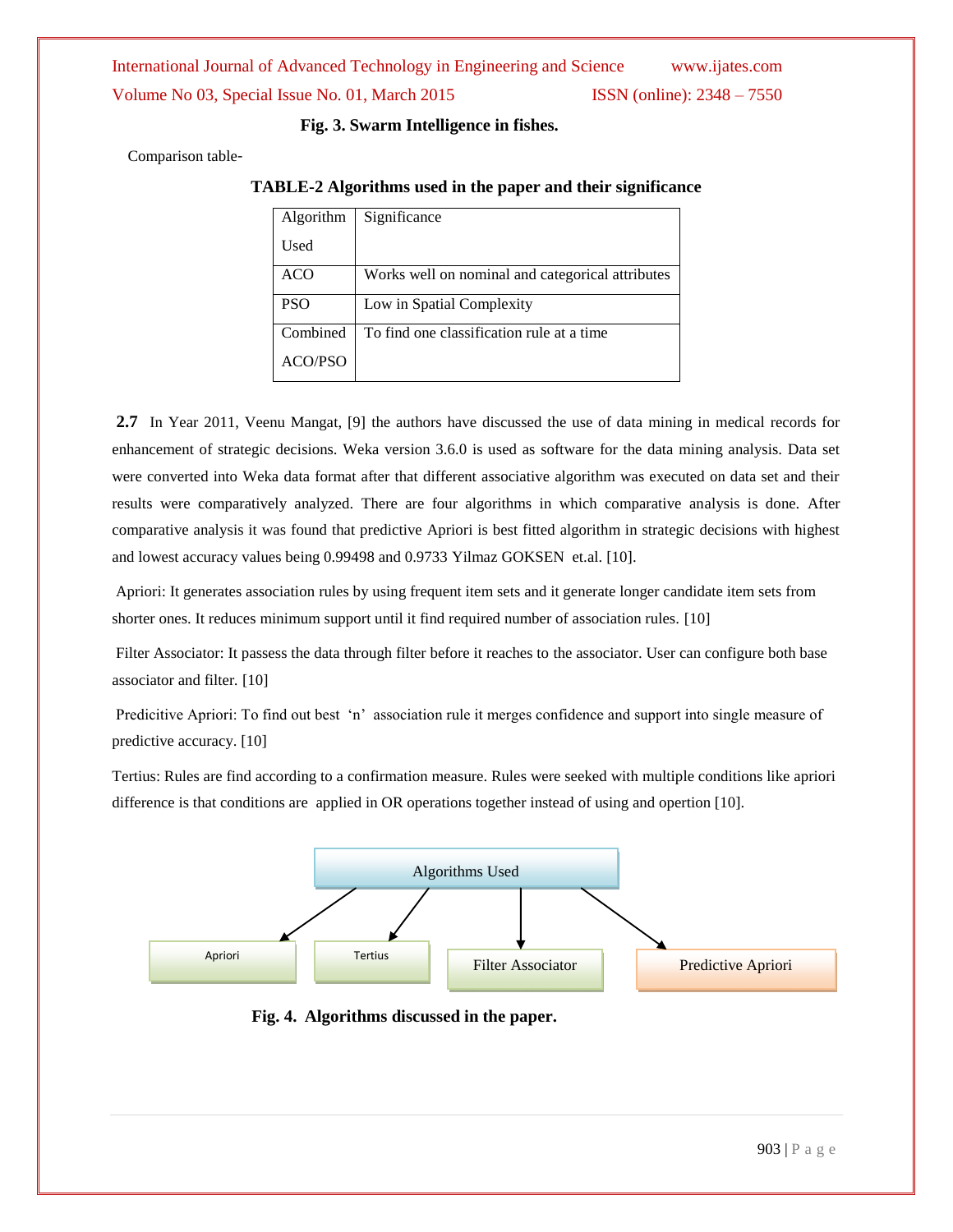**Fig. 3. Swarm Intelligence in fishes.**

Comparison table-

**TABLE-2 Algorithms used in the paper and their significance**

| Algorithm Used | Significance |
|---|---|
| ACO | Works well on nominal and categorical attributes |
| PSO | Low in Spatial Complexity |
| Combined ACO/PSO | To find one classification rule at a time |

**2.7** In Year 2011, Veenu Mangat, [9] the authors have discussed the use of data mining in medical records for enhancement of strategic decisions. Weka version 3.6.0 is used as software for the data mining analysis. Data set were converted into Weka data format after that different associative algorithm was executed on data set and their results were comparatively analyzed. There are four algorithms in which comparative analysis is done. After comparative analysis it was found that predictive Apriori is best fitted algorithm in strategic decisions with highest and lowest accuracy values being 0.99498 and 0.9733 Yilmaz GOKSEN et.al. [10].

Apriori: It generates association rules by using frequent item sets and it generate longer candidate item sets from shorter ones. It reduces minimum support until it find required number of association rules. [10]

Filter Associator: It passess the data through filter before it reaches to the associator. User can configure both base associator and filter. [10]

Predicitive Apriori: To find out best 'n' association rule it merges confidence and support into single measure of predictive accuracy. [10]

Tertius: Rules are find according to a confirmation measure. Rules were seeked with multiple conditions like apriori difference is that conditions are applied in OR operations together instead of using and opertion [10].

Algorithms Used → Apriori, Tertius, Filter Associator, Predictive Apriori

**Fig. 4. Algorithms discussed in the paper.**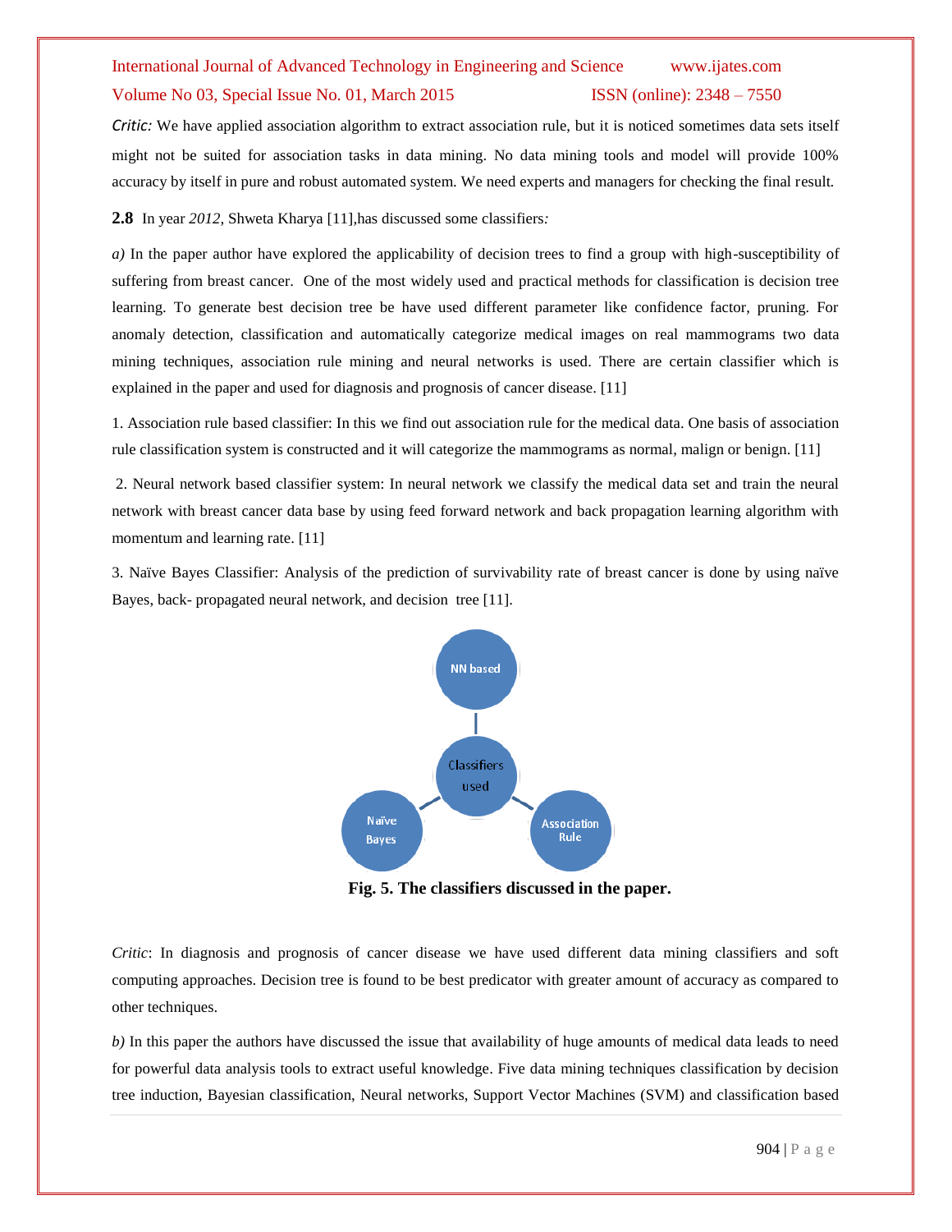*Critic:* We have applied association algorithm to extract association rule, but it is noticed sometimes data sets itself might not be suited for association tasks in data mining. No data mining tools and model will provide 100% accuracy by itself in pure and robust automated system. We need experts and managers for checking the final result.

**2.8** In year *2012,* Shweta Kharya [11],has discussed some classifiers*:*

*a)* In the paper author have explored the applicability of decision trees to find a group with high-susceptibility of suffering from breast cancer. One of the most widely used and practical methods for classification is decision tree learning. To generate best decision tree be have used different parameter like confidence factor, pruning. For anomaly detection, classification and automatically categorize medical images on real mammograms two data mining techniques, association rule mining and neural networks is used. There are certain classifier which is explained in the paper and used for diagnosis and prognosis of cancer disease. [11]

1. Association rule based classifier: In this we find out association rule for the medical data. One basis of association rule classification system is constructed and it will categorize the mammograms as normal, malign or benign. [11]

2. Neural network based classifier system: In neural network we classify the medical data set and train the neural network with breast cancer data base by using feed forward network and back propagation learning algorithm with momentum and learning rate. [11]

3. Naïve Bayes Classifier: Analysis of the prediction of survivability rate of breast cancer is done by using naïve Bayes, back- propagated neural network, and decision tree [11].

NN based

Classifiers used

Naïve Bayes

Association Rule

**Fig. 5. The classifiers discussed in the paper.**

*Critic*: In diagnosis and prognosis of cancer disease we have used different data mining classifiers and soft computing approaches. Decision tree is found to be best predicator with greater amount of accuracy as compared to other techniques.

*b)* In this paper the authors have discussed the issue that availability of huge amounts of medical data leads to need for powerful data analysis tools to extract useful knowledge. Five data mining techniques classification by decision tree induction, Bayesian classification, Neural networks, Support Vector Machines (SVM) and classification based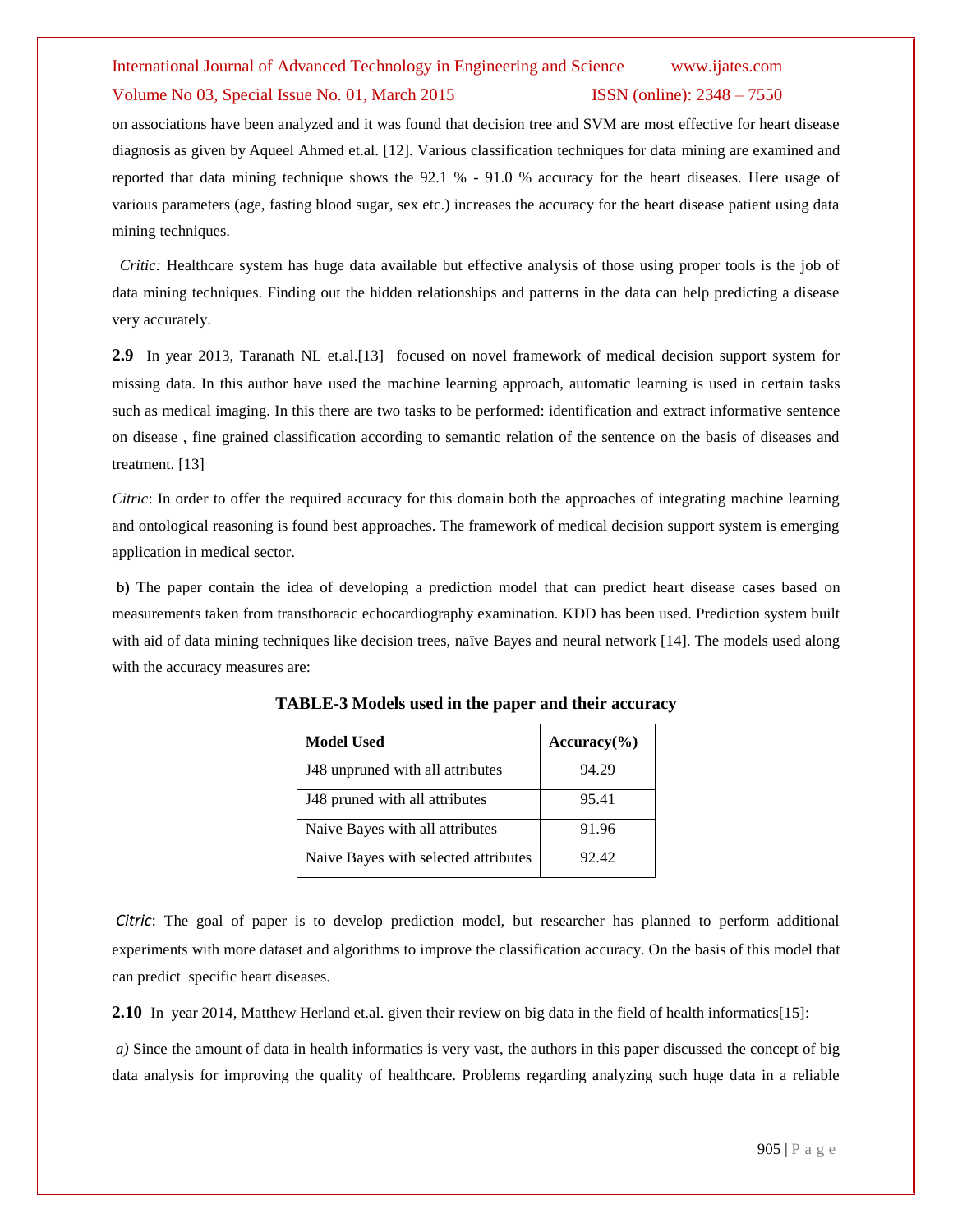on associations have been analyzed and it was found that decision tree and SVM are most effective for heart disease diagnosis as given by Aqueel Ahmed et.al. [12]. Various classification techniques for data mining are examined and reported that data mining technique shows the 92.1 % - 91.0 % accuracy for the heart diseases. Here usage of various parameters (age, fasting blood sugar, sex etc.) increases the accuracy for the heart disease patient using data mining techniques.

*Critic:* Healthcare system has huge data available but effective analysis of those using proper tools is the job of data mining techniques. Finding out the hidden relationships and patterns in the data can help predicting a disease very accurately.

**2.9** In year 2013, Taranath NL et.al.[13] focused on novel framework of medical decision support system for missing data. In this author have used the machine learning approach, automatic learning is used in certain tasks such as medical imaging. In this there are two tasks to be performed: identification and extract informative sentence on disease , fine grained classification according to semantic relation of the sentence on the basis of diseases and treatment. [13]

*Citric*: In order to offer the required accuracy for this domain both the approaches of integrating machine learning and ontological reasoning is found best approaches. The framework of medical decision support system is emerging application in medical sector.

**b)** The paper contain the idea of developing a prediction model that can predict heart disease cases based on measurements taken from transthoracic echocardiography examination. KDD has been used. Prediction system built with aid of data mining techniques like decision trees, naïve Bayes and neural network [14]. The models used along with the accuracy measures are:

**TABLE-3 Models used in the paper and their accuracy**

| Model Used | Accuracy(%) |
|---|---|
| J48 unpruned with all attributes | 94.29 |
| J48 pruned with all attributes | 95.41 |
| Naive Bayes with all attributes | 91.96 |
| Naive Bayes with selected attributes | 92.42 |

*Citric*: The goal of paper is to develop prediction model, but researcher has planned to perform additional experiments with more dataset and algorithms to improve the classification accuracy. On the basis of this model that can predict specific heart diseases.

**2.10** In year 2014, Matthew Herland et.al. given their review on big data in the field of health informatics[15]:

*a)* Since the amount of data in health informatics is very vast, the authors in this paper discussed the concept of big data analysis for improving the quality of healthcare. Problems regarding analyzing such huge data in a reliable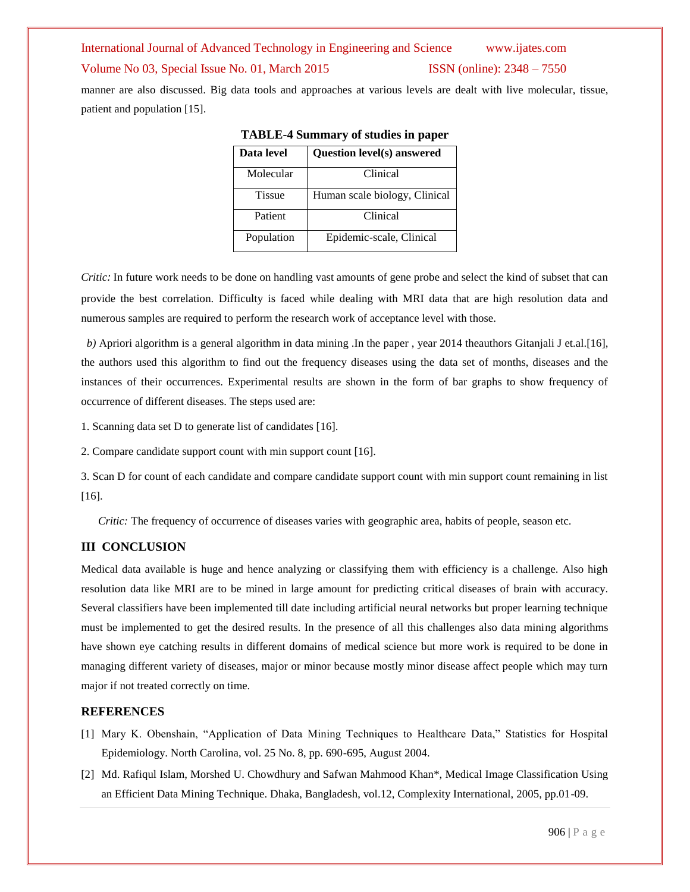manner are also discussed. Big data tools and approaches at various levels are dealt with live molecular, tissue, patient and population [15].

**TABLE-4 Summary of studies in paper**

| Data level | Question level(s) answered |
|---|---|
| Molecular | Clinical |
| Tissue | Human scale biology, Clinical |
| Patient | Clinical |
| Population | Epidemic-scale, Clinical |

*Critic:* In future work needs to be done on handling vast amounts of gene probe and select the kind of subset that can provide the best correlation. Difficulty is faced while dealing with MRI data that are high resolution data and numerous samples are required to perform the research work of acceptance level with those.

*b)* Apriori algorithm is a general algorithm in data mining .In the paper , year 2014 theauthors Gitanjali J et.al.[16], the authors used this algorithm to find out the frequency diseases using the data set of months, diseases and the instances of their occurrences. Experimental results are shown in the form of bar graphs to show frequency of occurrence of different diseases. The steps used are:

1. Scanning data set D to generate list of candidates [16].

2. Compare candidate support count with min support count [16].

3. Scan D for count of each candidate and compare candidate support count with min support count remaining in list [16].

*Critic:* The frequency of occurrence of diseases varies with geographic area, habits of people, season etc.

## III CONCLUSION

Medical data available is huge and hence analyzing or classifying them with efficiency is a challenge. Also high resolution data like MRI are to be mined in large amount for predicting critical diseases of brain with accuracy. Several classifiers have been implemented till date including artificial neural networks but proper learning technique must be implemented to get the desired results. In the presence of all this challenges also data mining algorithms have shown eye catching results in different domains of medical science but more work is required to be done in managing different variety of diseases, major or minor because mostly minor disease affect people which may turn major if not treated correctly on time.

## REFERENCES

[1] Mary K. Obenshain, "Application of Data Mining Techniques to Healthcare Data," Statistics for Hospital Epidemiology. North Carolina, vol. 25 No. 8, pp. 690-695, August 2004.

[2] Md. Rafiqul Islam, Morshed U. Chowdhury and Safwan Mahmood Khan*, Medical Image Classification Using an Efficient Data Mining Technique. Dhaka, Bangladesh, vol.12, Complexity International, 2005, pp.01-09.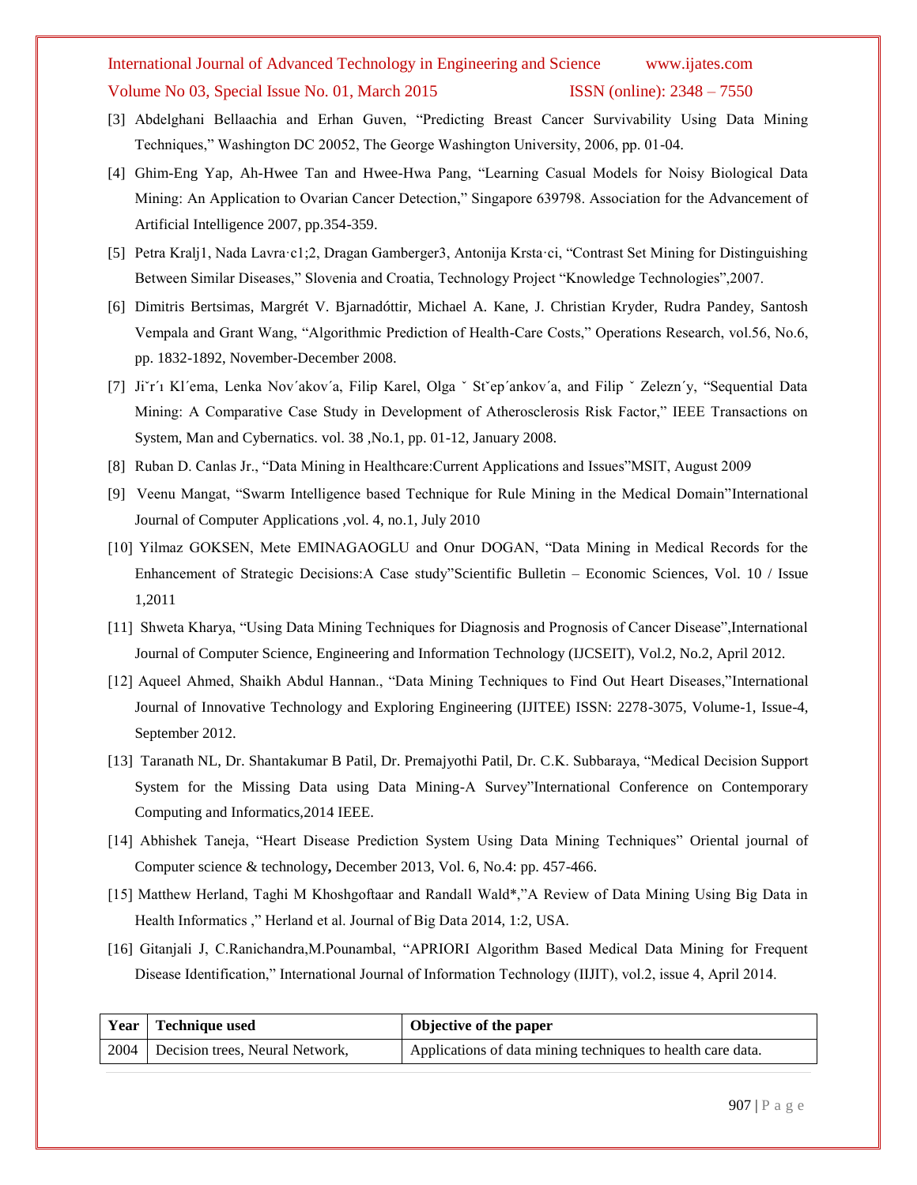[3] Abdelghani Bellaachia and Erhan Guven, “Predicting Breast Cancer Survivability Using Data Mining Techniques,” Washington DC 20052, The George Washington University, 2006, pp. 01-04.

[4] Ghim-Eng Yap, Ah-Hwee Tan and Hwee-Hwa Pang, “Learning Casual Models for Noisy Biological Data Mining: An Application to Ovarian Cancer Detection,” Singapore 639798. Association for the Advancement of Artificial Intelligence 2007, pp.354-359.

[5] Petra Kralj1, Nada Lavra·c1;2, Dragan Gamberger3, Antonija Krsta·ci, “Contrast Set Mining for Distinguishing Between Similar Diseases,” Slovenia and Croatia, Technology Project “Knowledge Technologies”,2007.

[6] Dimitris Bertsimas, Margrét V. Bjarnadóttir, Michael A. Kane, J. Christian Kryder, Rudra Pandey, Santosh Vempala and Grant Wang, “Algorithmic Prediction of Health-Care Costs,” Operations Research, vol.56, No.6, pp. 1832-1892, November-December 2008.

[7] Jiˇr´ı Kl´ema, Lenka Nov´akov´a, Filip Karel, Olga ˇ Stˇep´ankov´a, and Filip ˇ Zelezn´y, “Sequential Data Mining: A Comparative Case Study in Development of Atherosclerosis Risk Factor,” IEEE Transactions on System, Man and Cybernatics. vol. 38 ,No.1, pp. 01-12, January 2008.

[8] Ruban D. Canlas Jr., “Data Mining in Healthcare:Current Applications and Issues”MSIT, August 2009

[9] Veenu Mangat, “Swarm Intelligence based Technique for Rule Mining in the Medical Domain”International Journal of Computer Applications ,vol. 4, no.1, July 2010

[10] Yilmaz GOKSEN, Mete EMINAGAOGLU and Onur DOGAN, “Data Mining in Medical Records for the Enhancement of Strategic Decisions:A Case study”Scientific Bulletin – Economic Sciences, Vol. 10 / Issue 1,2011

[11] Shweta Kharya, “Using Data Mining Techniques for Diagnosis and Prognosis of Cancer Disease”,International Journal of Computer Science, Engineering and Information Technology (IJCSEIT), Vol.2, No.2, April 2012.

[12] Aqueel Ahmed, Shaikh Abdul Hannan., “Data Mining Techniques to Find Out Heart Diseases,”International Journal of Innovative Technology and Exploring Engineering (IJITEE) ISSN: 2278-3075, Volume-1, Issue-4, September 2012.

[13] Taranath NL, Dr. Shantakumar B Patil, Dr. Premajyothi Patil, Dr. C.K. Subbaraya, “Medical Decision Support System for the Missing Data using Data Mining-A Survey”International Conference on Contemporary Computing and Informatics,2014 IEEE.

[14] Abhishek Taneja, “Heart Disease Prediction System Using Data Mining Techniques” Oriental journal of Computer science & technology**,** December 2013, Vol. 6, No.4: pp. 457-466.

[15] Matthew Herland, Taghi M Khoshgoftaar and Randall Wald*,”A Review of Data Mining Using Big Data in Health Informatics ,” Herland et al. Journal of Big Data 2014, 1:2, USA.

[16] Gitanjali J, C.Ranichandra,M.Pounambal, “APRIORI Algorithm Based Medical Data Mining for Frequent Disease Identification,” International Journal of Information Technology (IIJIT), vol.2, issue 4, April 2014.

| Year | Technique used | Objective of the paper |
|---|---|---|
| 2004 | Decision trees, Neural Network, | Applications of data mining techniques to health care data. |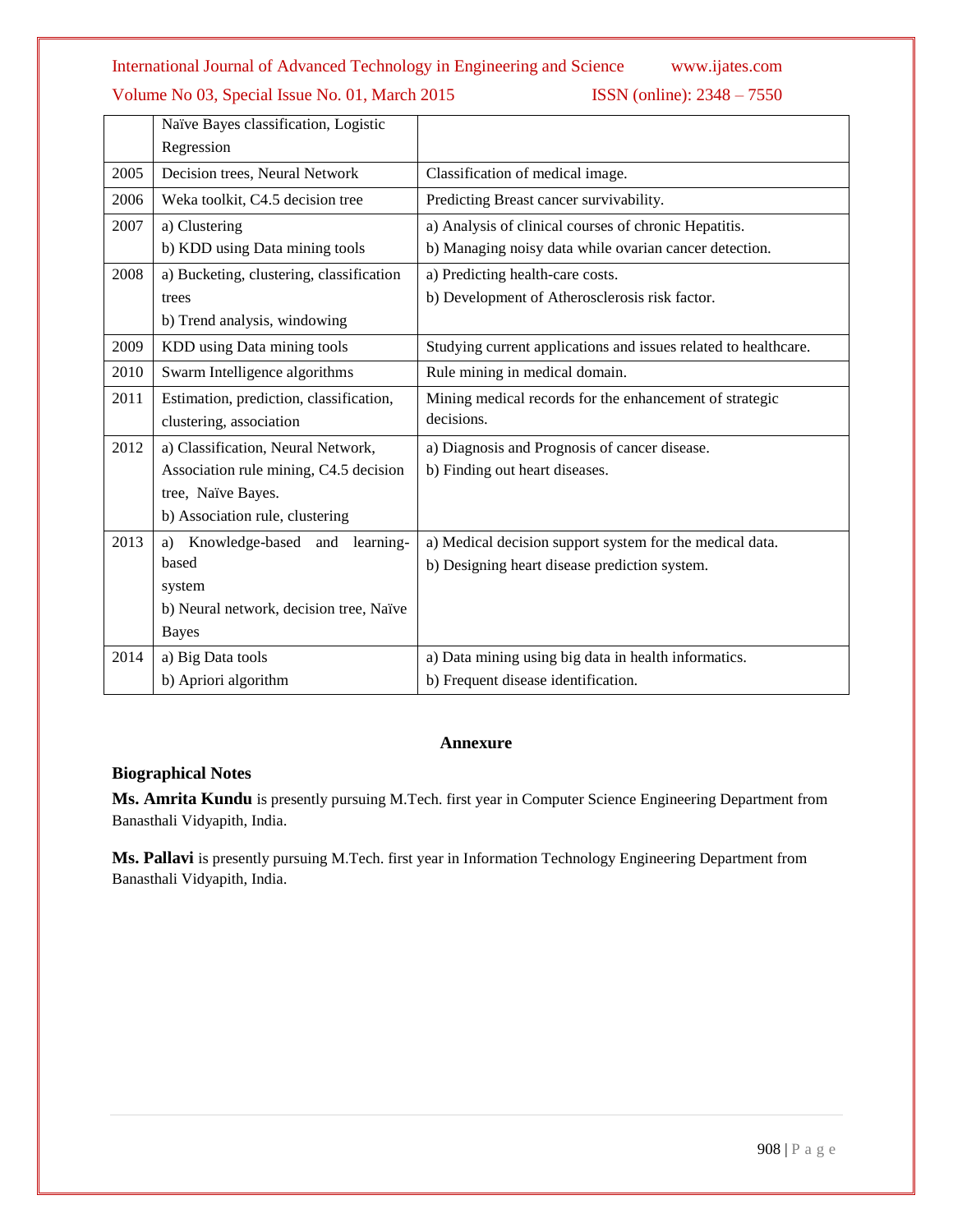| | | |
|---|---|---|
| | Naïve Bayes classification, Logistic Regression | |
| 2005 | Decision trees, Neural Network | Classification of medical image. |
| 2006 | Weka toolkit, C4.5 decision tree | Predicting Breast cancer survivability. |
| 2007 | a) Clustering<br>b) KDD using Data mining tools | a) Analysis of clinical courses of chronic Hepatitis.<br>b) Managing noisy data while ovarian cancer detection. |
| 2008 | a) Bucketing, clustering, classification trees<br>b) Trend analysis, windowing | a) Predicting health-care costs.<br>b) Development of Atherosclerosis risk factor. |
| 2009 | KDD using Data mining tools | Studying current applications and issues related to healthcare. |
| 2010 | Swarm Intelligence algorithms | Rule mining in medical domain. |
| 2011 | Estimation, prediction, classification, clustering, association | Mining medical records for the enhancement of strategic decisions. |
| 2012 | a) Classification, Neural Network, Association rule mining, C4.5 decision tree, Naïve Bayes.<br>b) Association rule, clustering | a) Diagnosis and Prognosis of cancer disease.<br>b) Finding out heart diseases. |
| 2013 | a) Knowledge-based and learning-based system<br>b) Neural network, decision tree, Naïve Bayes | a) Medical decision support system for the medical data.<br>b) Designing heart disease prediction system. |
| 2014 | a) Big Data tools<br>b) Apriori algorithm | a) Data mining using big data in health informatics.<br>b) Frequent disease identification. |

## Annexure

### Biographical Notes

**Ms. Amrita Kundu** is presently pursuing M.Tech. first year in Computer Science Engineering Department from Banasthali Vidyapith, India.

**Ms. Pallavi** is presently pursuing M.Tech. first year in Information Technology Engineering Department from Banasthali Vidyapith, India.